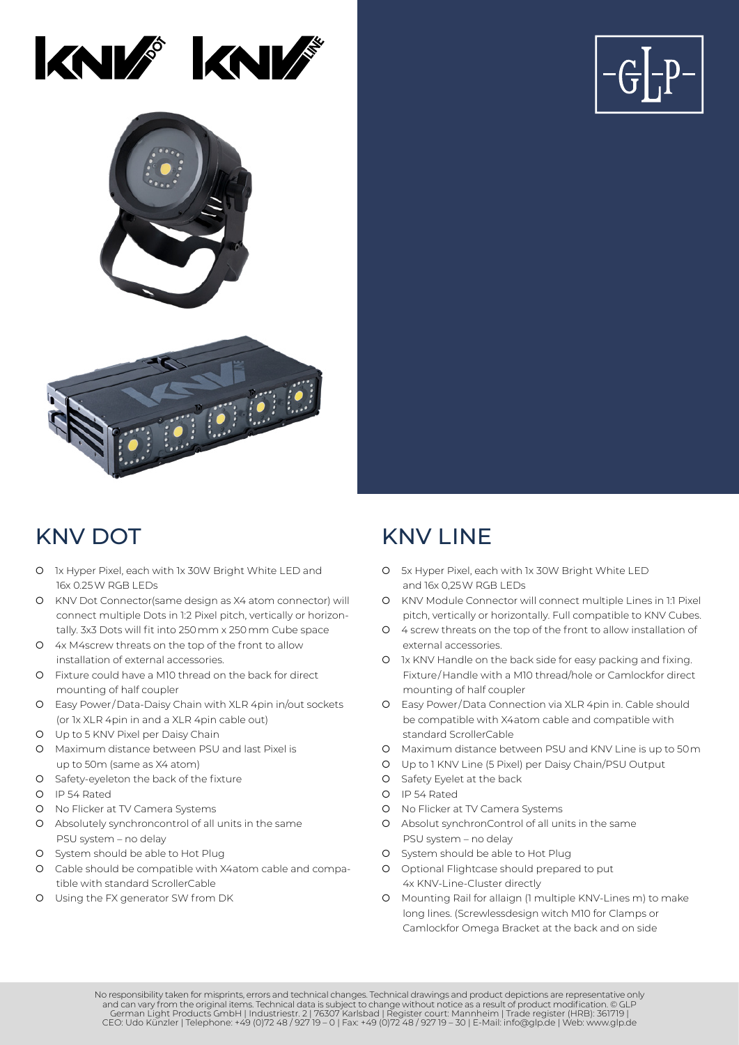## KNV DOT

- 1x Hyper Pixel, each with 1x 30W Bright White LED and 16x 0.25 W RGB LEDs
- KNV Dot Connector(same design as X4 atom connector) will connect multiple Dots in 1:2 Pixel pitch, vertically or horizontally. 3x3 Dots will fit into 250 mm x 250 mm Cube space
- 4x M4screw threats on the top of the front to allow installation of external accessories.
- Fixture could have a M10 thread on the back for direct mounting of half coupler
- Easy Power/Data-Daisy Chain with XLR 4pin in/out sockets (or 1x XLR 4pin in and a XLR 4pin cable out)
- Up to 5 KNV Pixel per Daisy Chain
- Maximum distance between PSU and last Pixel is up to 50m (same as X4 atom)
- Safety-eyeleton the back of the fixture
- IP 54 Rated
- No Flicker at TV Camera Systems
- Absolutely synchroncontrol of all units in the same PSU system – no delay
- System should be able to Hot Plug
- Cable should be compatible with X4atom cable and compatible with standard ScrollerCable
- Using the FX generator SW from DK

## KNV LINE

- 5x Hyper Pixel, each with 1x 30W Bright White LED and 16x 0,25 W RGB LEDs
- KNV Module Connector will connect multiple Lines in 1:1 Pixel pitch, vertically or horizontally. Full compatible to KNV Cubes.
- 4 screw threats on the top of the front to allow installation of external accessories.
- 1x KNV Handle on the back side for easy packing and fixing. Fixture/Handle with a M10 thread/hole or Camlockfor direct mounting of half coupler
- Easy Power/Data Connection via XLR 4pin in. Cable should be compatible with X4atom cable and compatible with standard ScrollerCable
- Maximum distance between PSU and KNV Line is up to 50 m
- Up to 1 KNV Line (5 Pixel) per Daisy Chain/PSU Output
- Safety Eyelet at the back
- IP 54 Rated
- No Flicker at TV Camera Systems
- Absolut synchronControl of all units in the same PSU system – no delay
- System should be able to Hot Plug
- Optional Flightcase should prepared to put 4x KNV-Line-Cluster directly
- Mounting Rail for allaign (1 multiple KNV-Lines m) to make long lines. (Screwlessdesign witch M10 for Clamps or Camlockfor Omega Bracket at the back and on side

No responsibility taken for misprints, errors and technical changes. Technical drawings and product depictions are representative only and can vary from the original items. Technical data is subject to change without notice as a result of product modification. © GLP German Light Products GmbH | Industriestr. 2 | 76307 Karlsbad | Register court: Mannheim | Trade register (HRB): 361719 | CEO: Udo Künzler | Telephone: +49 (0)72 48 / 927 19 – 0 | Fax: +49 (0)72 48 / 927 19 – 30 | E-Mail: info@glp.de | Web: www.glp.de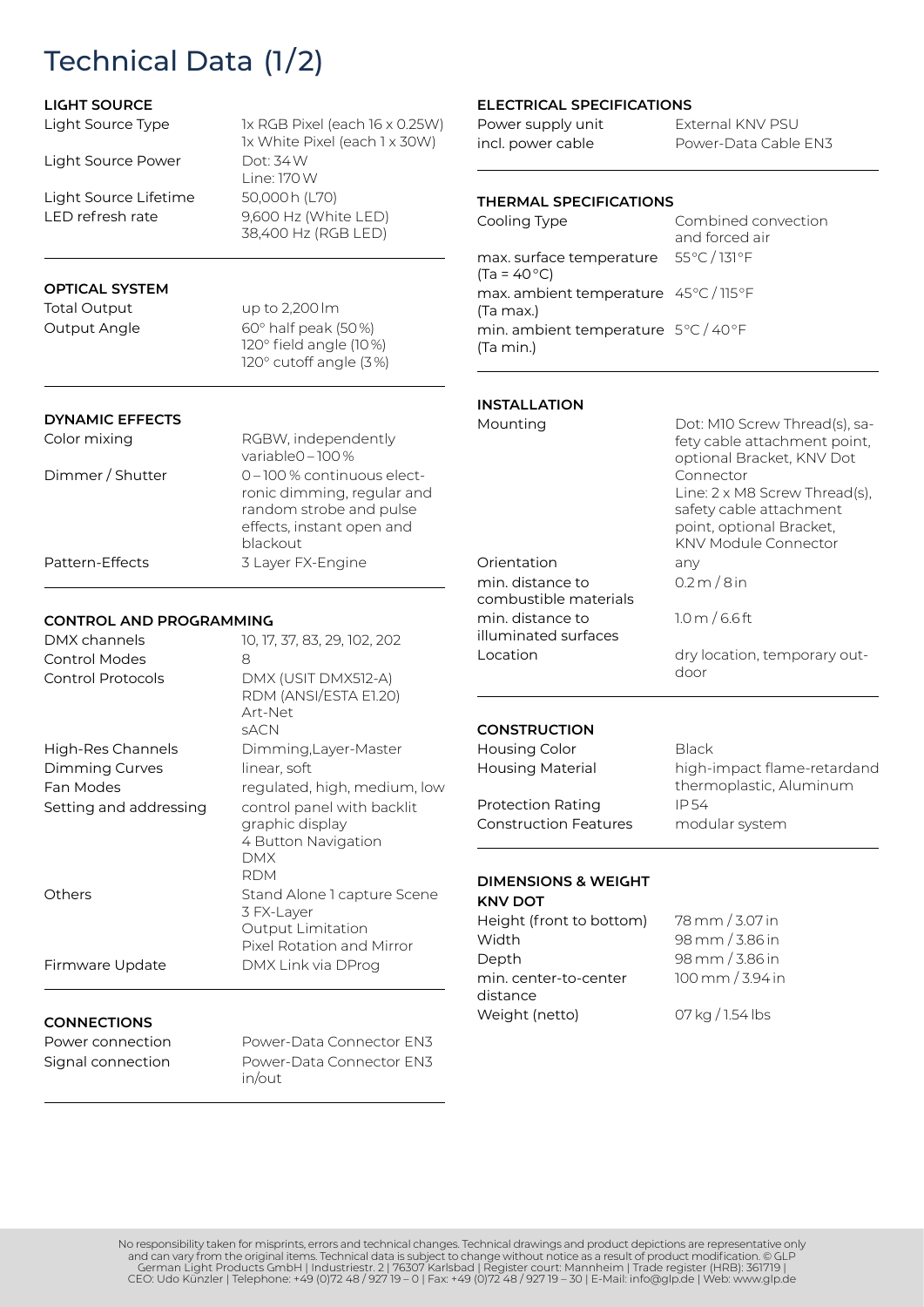# Technical Data (1/2)

## LIGHT SOURCE

| | |
|---|---|
| Light Source Type | 1x RGB Pixel (each 16 x 0.25W)<br>1x White Pixel (each 1 x 30W) |
| Light Source Power | Dot: 34 W<br>Line: 170 W |
| Light Source Lifetime | 50,000 h (L70) |
| LED refresh rate | 9,600 Hz (White LED)<br>38,400 Hz (RGB LED) |

## OPTICAL SYSTEM

| | |
|---|---|
| Total Output | up to 2,200 lm |
| Output Angle | 60° half peak (50 %)<br>120° field angle (10 %)<br>120° cutoff angle (3 %) |

## DYNAMIC EFFECTS

| | |
|---|---|
| Color mixing | RGBW, independently variable0 – 100 % |
| Dimmer / Shutter | 0 – 100 % continuous electronic dimming, regular and random strobe and pulse effects, instant open and blackout |
| Pattern-Effects | 3 Layer FX-Engine |

## CONTROL AND PROGRAMMING

| | |
|---|---|
| DMX channels | 10, 17, 37, 83, 29, 102, 202 |
| Control Modes | 8 |
| Control Protocols | DMX (USIT DMX512-A)<br>RDM (ANSI/ESTA E1.20)<br>Art-Net<br>sACN |
| High-Res Channels | Dimming,Layer-Master |
| Dimming Curves | linear, soft |
| Fan Modes | regulated, high, medium, low |
| Setting and addressing | control panel with backlit graphic display<br>4 Button Navigation<br>DMX<br>RDM |
| Others | Stand Alone 1 capture Scene<br>3 FX-Layer<br>Output Limitation<br>Pixel Rotation and Mirror |
| Firmware Update | DMX Link via DProg |

## CONNECTIONS

| | |
|---|---|
| Power connection | Power-Data Connector EN3 |
| Signal connection | Power-Data Connector EN3 in/out |

## ELECTRICAL SPECIFICATIONS

| | |
|---|---|
| Power supply unit | External KNV PSU |
| incl. power cable | Power-Data Cable EN3 |

## THERMAL SPECIFICATIONS

| | |
|---|---|
| Cooling Type | Combined convection and forced air |
| max. surface temperature (Ta = 40 °C) | 55 °C / 131 °F |
| max. ambient temperature (Ta max.) | 45 °C / 115 °F |
| min. ambient temperature (Ta min.) | 5 °C / 40 °F |

## INSTALLATION

| | |
|---|---|
| Mounting | Dot: M10 Screw Thread(s), safety cable attachment point, optional Bracket, KNV Dot Connector<br>Line: 2 x M8 Screw Thread(s), safety cable attachment point, optional Bracket, KNV Module Connector |
| Orientation | any |
| min. distance to combustible materials | 0.2 m / 8 in |
| min. distance to illuminated surfaces | 1.0 m / 6.6 ft |
| Location | dry location, temporary outdoor |

## CONSTRUCTION

| | |
|---|---|
| Housing Color | Black |
| Housing Material | high-impact flame-retardand thermoplastic, Aluminum |
| Protection Rating | IP 54 |
| Construction Features | modular system |

## DIMENSIONS & WEIGHT

**KNV DOT**

| | |
|---|---|
| Height (front to bottom) | 78 mm / 3.07 in |
| Width | 98 mm / 3.86 in |
| Depth | 98 mm / 3.86 in |
| min. center-to-center distance | 100 mm / 3.94 in |
| Weight (netto) | 07 kg / 1.54 lbs |

No responsibility taken for misprints, errors and technical changes. Technical drawings and product depictions are representative only and can vary from the original items. Technical data is subject to change without notice as a result of product modification. © GLP German Light Products GmbH | Industriestr. 2 | 76307 Karlsbad | Register court: Mannheim | Trade register (HRB): 361719 | CEO: Udo Künzler | Telephone: +49 (0)72 48 / 927 19 – 0 | Fax: +49 (0)72 48 / 927 19 – 30 | E-Mail: info@glp.de | Web: www.glp.de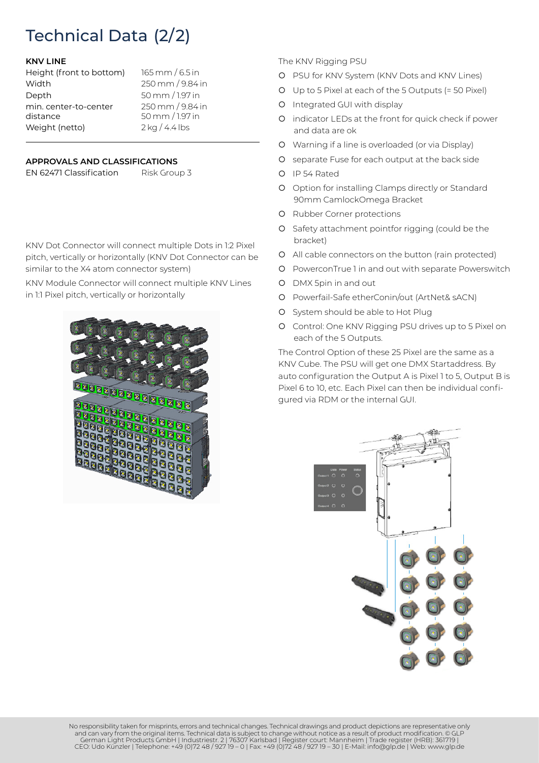# Technical Data (2/2)

**KNV LINE**

| | |
|---|---|
| Height (front to bottom) | 165 mm / 6.5 in |
| Width | 250 mm / 9.84 in |
| Depth | 50 mm / 1.97 in |
| min. center-to-center distance | 250 mm / 9.84 in<br>50 mm / 1.97 in |
| Weight (netto) | 2 kg / 4.4 lbs |

**APPROVALS AND CLASSIFICATIONS**

| | |
|---|---|
| EN 62471 Classification | Risk Group 3 |

KNV Dot Connector will connect multiple Dots in 1:2 Pixel pitch, vertically or horizontally (KNV Dot Connector can be similar to the X4 atom connector system)

KNV Module Connector will connect multiple KNV Lines in 1:1 Pixel pitch, vertically or horizontally

The KNV Rigging PSU

- PSU for KNV System (KNV Dots and KNV Lines)
- Up to 5 Pixel at each of the 5 Outputs (= 50 Pixel)
- Integrated GUI with display
- indicator LEDs at the front for quick check if power and data are ok
- Warning if a line is overloaded (or via Display)
- separate Fuse for each output at the back side
- IP 54 Rated
- Option for installing Clamps directly or Standard 90mm CamlockOmega Bracket
- Rubber Corner protections
- Safety attachment pointfor rigging (could be the bracket)
- All cable connectors on the button (rain protected)
- PowerconTrue 1 in and out with separate Powerswitch
- DMX 5pin in and out
- Powerfail-Safe etherConin/out (ArtNet& sACN)
- System should be able to Hot Plug
- Control: One KNV Rigging PSU drives up to 5 Pixel on each of the 5 Outputs.

The Control Option of these 25 Pixel are the same as a KNV Cube. The PSU will get one DMX Startaddress. By auto configuration the Output A is Pixel 1 to 5, Output B is Pixel 6 to 10, etc. Each Pixel can then be individual configured via RDM or the internal GUI.

No responsibility taken for misprints, errors and technical changes. Technical drawings and product depictions are representative only and can vary from the original items. Technical data is subject to change without notice as a result of product modification. © GLP German Light Products GmbH | Industriestr. 2 | 76307 Karlsbad | Register court: Mannheim | Trade register (HRB): 361719 | CEO: Udo Künzler | Telephone: +49 (0)72 48 / 927 19 – 0 | Fax: +49 (0)72 48 / 927 19 – 30 | E-Mail: info@glp.de | Web: www.glp.de